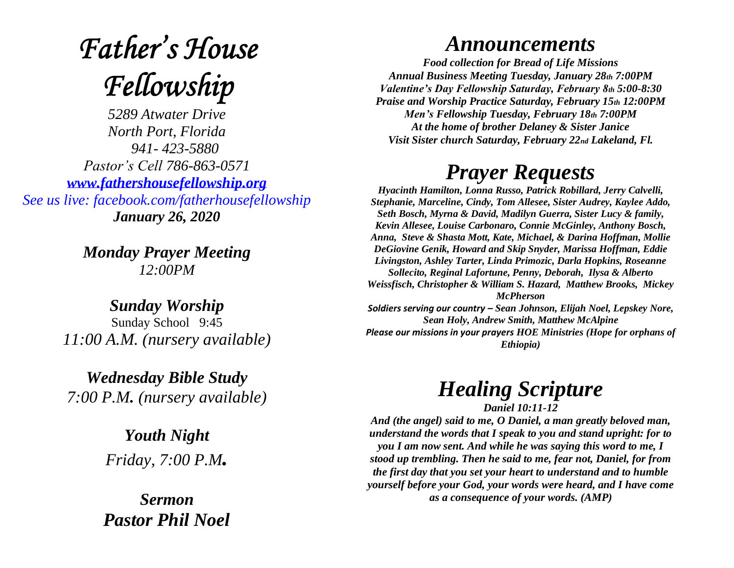# *Father's House Fellowship*

*5289 Atwater Drive*
*North Port, Florida*
*941- 423-5880*
*Pastor's Cell 786-863-0571*
***www.fathershousefellowship.org***
*See us live: facebook.com/fatherhousefellowship*
***January 26, 2020***

***Monday Prayer Meeting***
*12:00PM*

***Sunday Worship***
Sunday School 9:45
*11:00 A.M. (nursery available)*

***Wednesday Bible Study***
*7:00 P.M. (nursery available)*

***Youth Night***
*Friday, 7:00 P.M.*

***Sermon***
***Pastor Phil Noel***

# *Announcements*

***Food collection for Bread of Life Missions***
***Annual Business Meeting Tuesday, January 28th 7:00PM***
***Valentine's Day Fellowship Saturday, February 8th 5:00-8:30***
***Praise and Worship Practice Saturday, February 15th 12:00PM***
***Men's Fellowship Tuesday, February 18th 7:00PM***
***At the home of brother Delaney & Sister Janice***
***Visit Sister church Saturday, February 22nd Lakeland, Fl.***

# *Prayer Requests*

***Hyacinth Hamilton, Lonna Russo, Patrick Robillard, Jerry Calvelli, Stephanie, Marceline, Cindy, Tom Allesee, Sister Audrey, Kaylee Addo, Seth Bosch, Myrna & David, Madilyn Guerra, Sister Lucy & family, Kevin Allesee, Louise Carbonaro, Connie McGinley, Anthony Bosch, Anna, Steve & Shasta Mott, Kate, Michael, & Darina Hoffman, Mollie DeGiovine Genik, Howard and Skip Snyder, Marissa Hoffman, Eddie Livingston, Ashley Tarter, Linda Primozic, Darla Hopkins, Roseanne Sollecito, Reginal Lafortune, Penny, Deborah, Ilysa & Alberto Weissfisch, Christopher & William S. Hazard, Matthew Brooks, Mickey McPherson***

***Soldiers serving our country – Sean Johnson, Elijah Noel, Lepskey Nore, Sean Holy, Andrew Smith, Matthew McAlpine***

***Please our missions in your prayers HOE Ministries (Hope for orphans of Ethiopia)***

# *Healing Scripture*

***Daniel 10:11-12***

***And (the angel) said to me, O Daniel, a man greatly beloved man, understand the words that I speak to you and stand upright: for to you I am now sent. And while he was saying this word to me, I stood up trembling. Then he said to me, fear not, Daniel, for from the first day that you set your heart to understand and to humble yourself before your God, your words were heard, and I have come as a consequence of your words. (AMP)***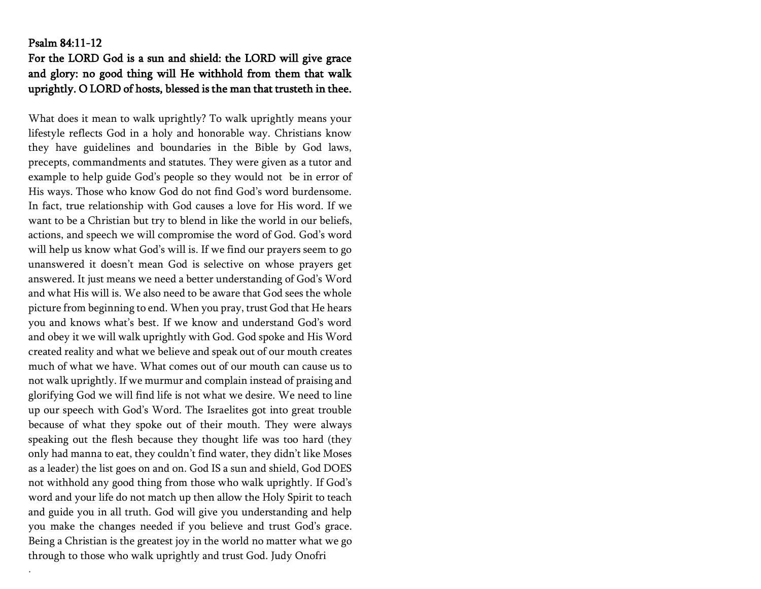**Psalm 84:11-12**

**For the LORD God is a sun and shield: the LORD will give grace and glory: no good thing will He withhold from them that walk uprightly. O LORD of hosts, blessed is the man that trusteth in thee.**

What does it mean to walk uprightly? To walk uprightly means your lifestyle reflects God in a holy and honorable way. Christians know they have guidelines and boundaries in the Bible by God laws, precepts, commandments and statutes. They were given as a tutor and example to help guide God's people so they would not be in error of His ways. Those who know God do not find God's word burdensome. In fact, true relationship with God causes a love for His word. If we want to be a Christian but try to blend in like the world in our beliefs, actions, and speech we will compromise the word of God. God's word will help us know what God's will is. If we find our prayers seem to go unanswered it doesn't mean God is selective on whose prayers get answered. It just means we need a better understanding of God's Word and what His will is. We also need to be aware that God sees the whole picture from beginning to end. When you pray, trust God that He hears you and knows what's best. If we know and understand God's word and obey it we will walk uprightly with God. God spoke and His Word created reality and what we believe and speak out of our mouth creates much of what we have. What comes out of our mouth can cause us to not walk uprightly. If we murmur and complain instead of praising and glorifying God we will find life is not what we desire. We need to line up our speech with God's Word. The Israelites got into great trouble because of what they spoke out of their mouth. They were always speaking out the flesh because they thought life was too hard (they only had manna to eat, they couldn't find water, they didn't like Moses as a leader) the list goes on and on. God IS a sun and shield, God DOES not withhold any good thing from those who walk uprightly. If God's word and your life do not match up then allow the Holy Spirit to teach and guide you in all truth. God will give you understanding and help you make the changes needed if you believe and trust God's grace. Being a Christian is the greatest joy in the world no matter what we go through to those who walk uprightly and trust God. Judy Onofri